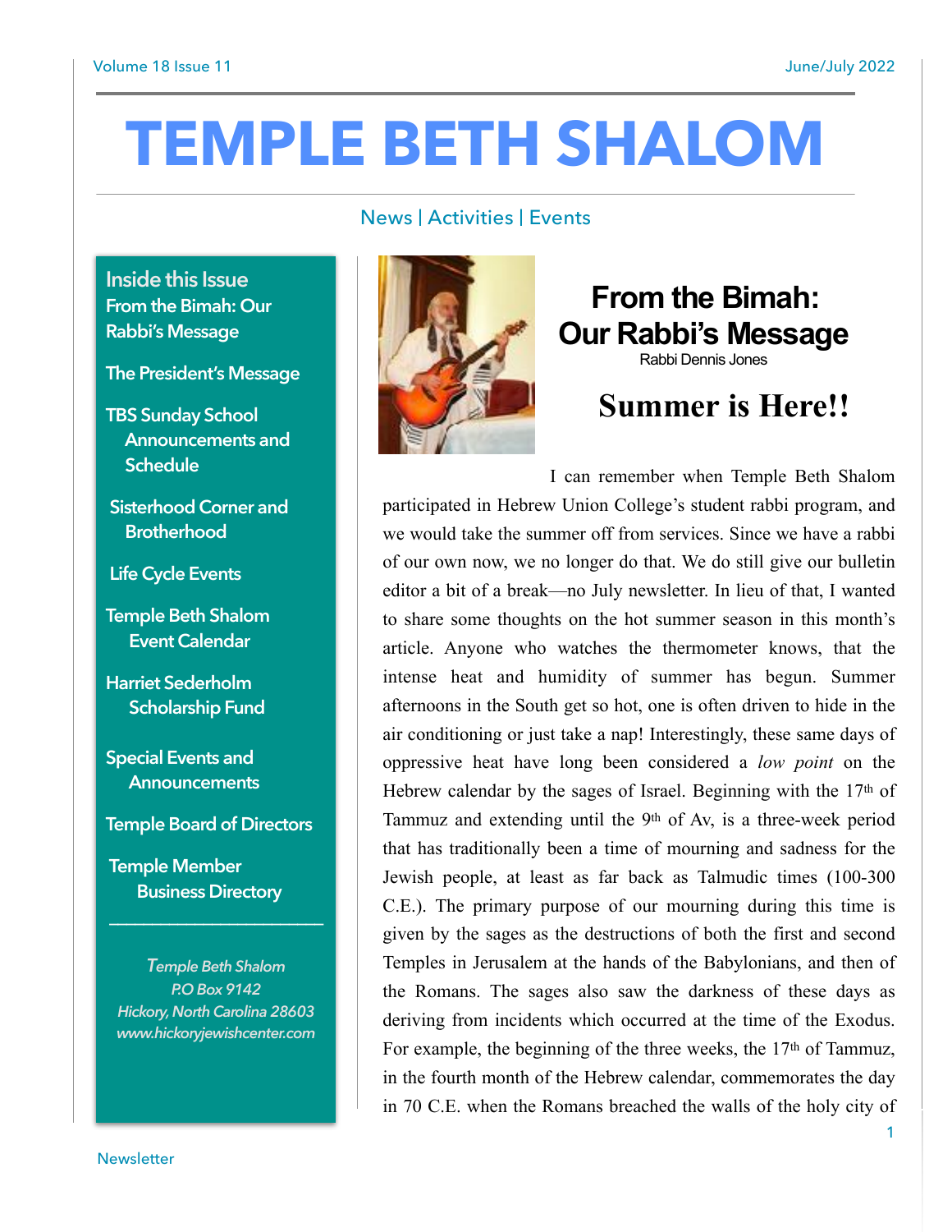# TEMPLE BETH SHALOM

News | Activities | Events

**Inside this Issue**

- From the Bimah: Our Rabbi's Message
- The President's Message
- TBS Sunday School Announcements and Schedule
- Sisterhood Corner and Brotherhood
- Life Cycle Events
- Temple Beth Shalom Event Calendar
- Harriet Sederholm Scholarship Fund
- Special Events and Announcements
- Temple Board of Directors
- Temple Member Business Directory

*Temple Beth Shalom*
*P.O Box 9142*
*Hickory, North Carolina 28603*
*www.hickoryjewishcenter.com*

## From the Bimah: Our Rabbi's Message

Rabbi Dennis Jones

### Summer is Here!!

I can remember when Temple Beth Shalom participated in Hebrew Union College's student rabbi program, and we would take the summer off from services. Since we have a rabbi of our own now, we no longer do that. We do still give our bulletin editor a bit of a break—no July newsletter. In lieu of that, I wanted to share some thoughts on the hot summer season in this month's article. Anyone who watches the thermometer knows, that the intense heat and humidity of summer has begun. Summer afternoons in the South get so hot, one is often driven to hide in the air conditioning or just take a nap! Interestingly, these same days of oppressive heat have long been considered a *low point* on the Hebrew calendar by the sages of Israel. Beginning with the 17th of Tammuz and extending until the 9th of Av, is a three-week period that has traditionally been a time of mourning and sadness for the Jewish people, at least as far back as Talmudic times (100-300 C.E.). The primary purpose of our mourning during this time is given by the sages as the destructions of both the first and second Temples in Jerusalem at the hands of the Babylonians, and then of the Romans. The sages also saw the darkness of these days as deriving from incidents which occurred at the time of the Exodus. For example, the beginning of the three weeks, the 17th of Tammuz, in the fourth month of the Hebrew calendar, commemorates the day in 70 C.E. when the Romans breached the walls of the holy city of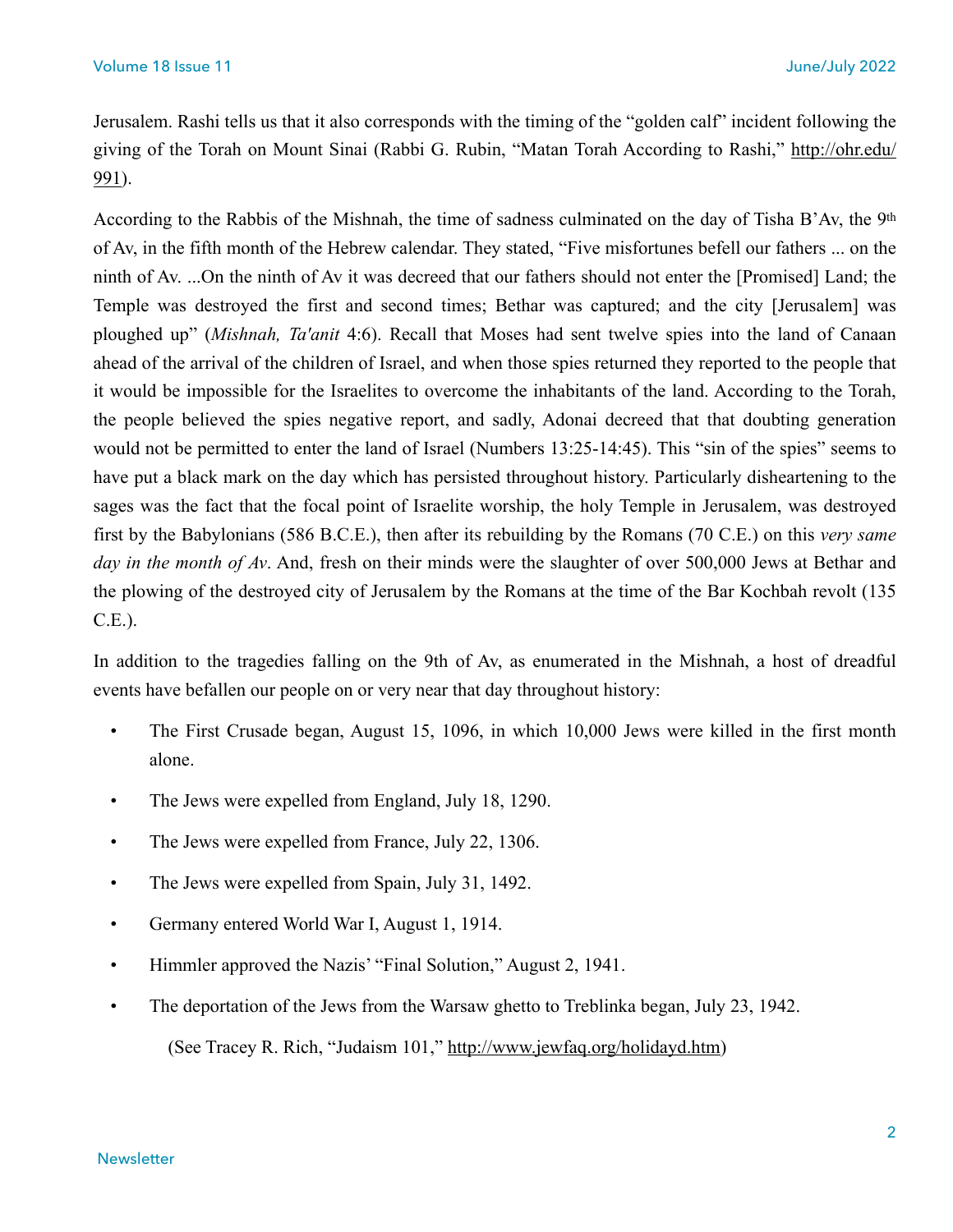Jerusalem. Rashi tells us that it also corresponds with the timing of the "golden calf" incident following the giving of the Torah on Mount Sinai (Rabbi G. Rubin, "Matan Torah According to Rashi," http://ohr.edu/991).

According to the Rabbis of the Mishnah, the time of sadness culminated on the day of Tisha B'Av, the 9th of Av, in the fifth month of the Hebrew calendar. They stated, "Five misfortunes befell our fathers ... on the ninth of Av. ...On the ninth of Av it was decreed that our fathers should not enter the [Promised] Land; the Temple was destroyed the first and second times; Bethar was captured; and the city [Jerusalem] was ploughed up" (*Mishnah, Ta'anit* 4:6). Recall that Moses had sent twelve spies into the land of Canaan ahead of the arrival of the children of Israel, and when those spies returned they reported to the people that it would be impossible for the Israelites to overcome the inhabitants of the land. According to the Torah, the people believed the spies negative report, and sadly, Adonai decreed that that doubting generation would not be permitted to enter the land of Israel (Numbers 13:25-14:45). This "sin of the spies" seems to have put a black mark on the day which has persisted throughout history. Particularly disheartening to the sages was the fact that the focal point of Israelite worship, the holy Temple in Jerusalem, was destroyed first by the Babylonians (586 B.C.E.), then after its rebuilding by the Romans (70 C.E.) on this *very same day in the month of Av*. And, fresh on their minds were the slaughter of over 500,000 Jews at Bethar and the plowing of the destroyed city of Jerusalem by the Romans at the time of the Bar Kochbah revolt (135 C.E.).

In addition to the tragedies falling on the 9th of Av, as enumerated in the Mishnah, a host of dreadful events have befallen our people on or very near that day throughout history:

- The First Crusade began, August 15, 1096, in which 10,000 Jews were killed in the first month alone.
- The Jews were expelled from England, July 18, 1290.
- The Jews were expelled from France, July 22, 1306.
- The Jews were expelled from Spain, July 31, 1492.
- Germany entered World War I, August 1, 1914.
- Himmler approved the Nazis' "Final Solution," August 2, 1941.
- The deportation of the Jews from the Warsaw ghetto to Treblinka began, July 23, 1942.

(See Tracey R. Rich, "Judaism 101," http://www.jewfaq.org/holidayd.htm)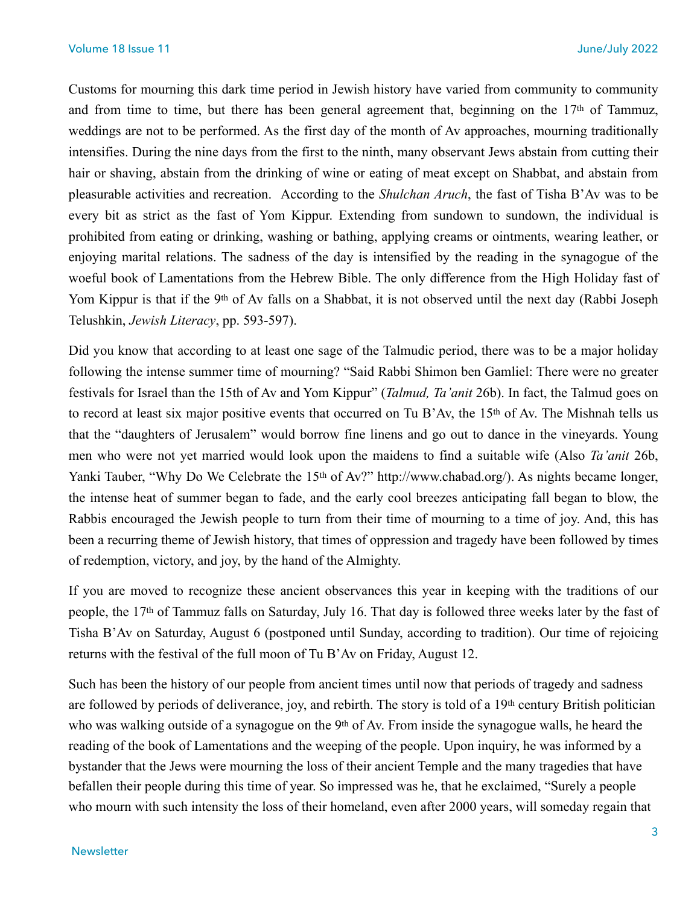Customs for mourning this dark time period in Jewish history have varied from community to community and from time to time, but there has been general agreement that, beginning on the 17th of Tammuz, weddings are not to be performed. As the first day of the month of Av approaches, mourning traditionally intensifies. During the nine days from the first to the ninth, many observant Jews abstain from cutting their hair or shaving, abstain from the drinking of wine or eating of meat except on Shabbat, and abstain from pleasurable activities and recreation. According to the *Shulchan Aruch*, the fast of Tisha B'Av was to be every bit as strict as the fast of Yom Kippur. Extending from sundown to sundown, the individual is prohibited from eating or drinking, washing or bathing, applying creams or ointments, wearing leather, or enjoying marital relations. The sadness of the day is intensified by the reading in the synagogue of the woeful book of Lamentations from the Hebrew Bible. The only difference from the High Holiday fast of Yom Kippur is that if the 9th of Av falls on a Shabbat, it is not observed until the next day (Rabbi Joseph Telushkin, *Jewish Literacy*, pp. 593-597).

Did you know that according to at least one sage of the Talmudic period, there was to be a major holiday following the intense summer time of mourning? "Said Rabbi Shimon ben Gamliel: There were no greater festivals for Israel than the 15th of Av and Yom Kippur" (*Talmud, Ta'anit* 26b). In fact, the Talmud goes on to record at least six major positive events that occurred on Tu B'Av, the 15th of Av. The Mishnah tells us that the "daughters of Jerusalem" would borrow fine linens and go out to dance in the vineyards. Young men who were not yet married would look upon the maidens to find a suitable wife (Also *Ta'anit* 26b, Yanki Tauber, "Why Do We Celebrate the 15th of Av?" http://www.chabad.org/). As nights became longer, the intense heat of summer began to fade, and the early cool breezes anticipating fall began to blow, the Rabbis encouraged the Jewish people to turn from their time of mourning to a time of joy. And, this has been a recurring theme of Jewish history, that times of oppression and tragedy have been followed by times of redemption, victory, and joy, by the hand of the Almighty.

If you are moved to recognize these ancient observances this year in keeping with the traditions of our people, the 17th of Tammuz falls on Saturday, July 16. That day is followed three weeks later by the fast of Tisha B'Av on Saturday, August 6 (postponed until Sunday, according to tradition). Our time of rejoicing returns with the festival of the full moon of Tu B'Av on Friday, August 12.

Such has been the history of our people from ancient times until now that periods of tragedy and sadness are followed by periods of deliverance, joy, and rebirth. The story is told of a 19th century British politician who was walking outside of a synagogue on the 9th of Av. From inside the synagogue walls, he heard the reading of the book of Lamentations and the weeping of the people. Upon inquiry, he was informed by a bystander that the Jews were mourning the loss of their ancient Temple and the many tragedies that have befallen their people during this time of year. So impressed was he, that he exclaimed, "Surely a people who mourn with such intensity the loss of their homeland, even after 2000 years, will someday regain that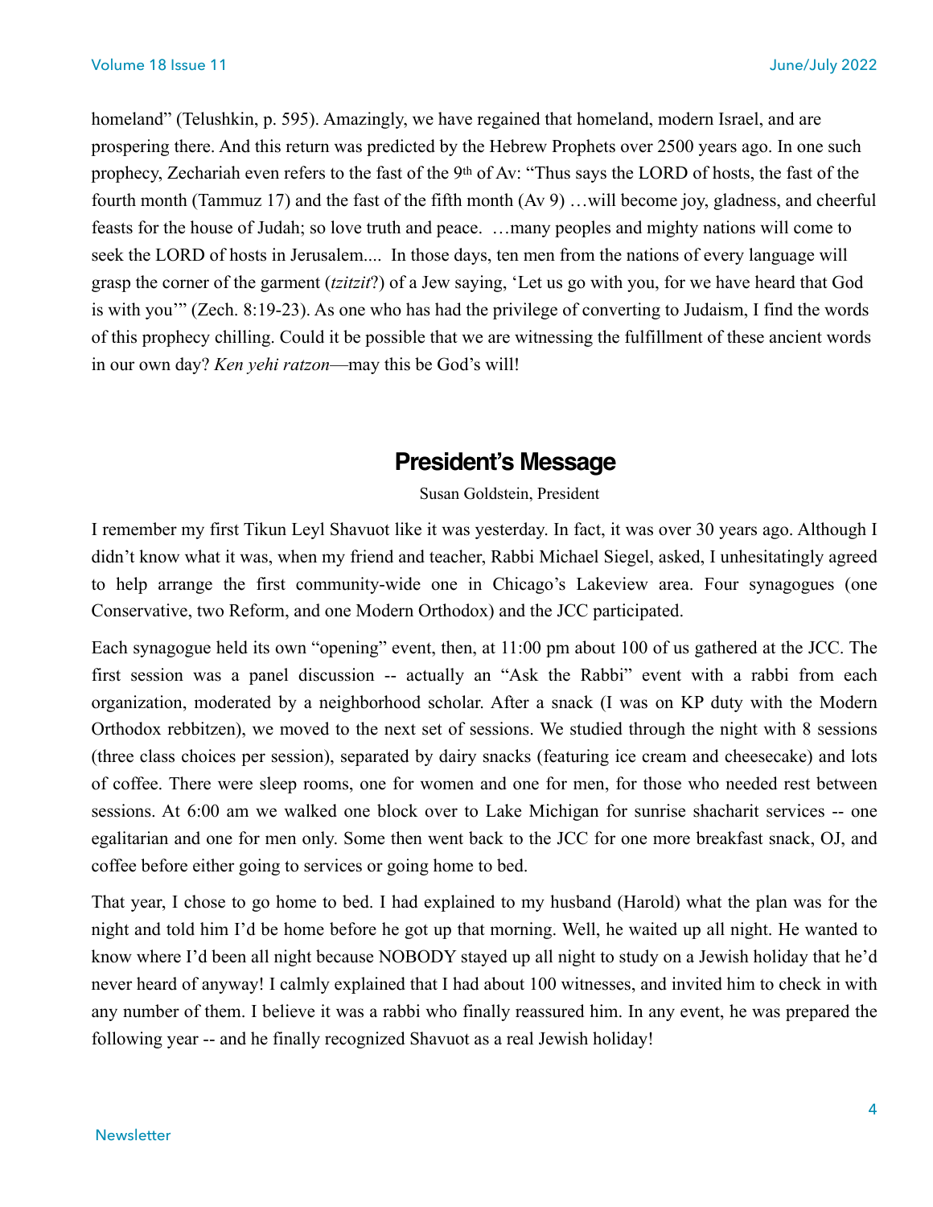homeland" (Telushkin, p. 595). Amazingly, we have regained that homeland, modern Israel, and are prospering there. And this return was predicted by the Hebrew Prophets over 2500 years ago. In one such prophecy, Zechariah even refers to the fast of the 9th of Av: "Thus says the LORD of hosts, the fast of the fourth month (Tammuz 17) and the fast of the fifth month (Av 9) …will become joy, gladness, and cheerful feasts for the house of Judah; so love truth and peace. …many peoples and mighty nations will come to seek the LORD of hosts in Jerusalem.... In those days, ten men from the nations of every language will grasp the corner of the garment (*tzitzit*?) of a Jew saying, 'Let us go with you, for we have heard that God is with you'" (Zech. 8:19-23). As one who has had the privilege of converting to Judaism, I find the words of this prophecy chilling. Could it be possible that we are witnessing the fulfillment of these ancient words in our own day? *Ken yehi ratzon*—may this be God's will!

## President's Message

Susan Goldstein, President

I remember my first Tikun Leyl Shavuot like it was yesterday. In fact, it was over 30 years ago. Although I didn't know what it was, when my friend and teacher, Rabbi Michael Siegel, asked, I unhesitatingly agreed to help arrange the first community-wide one in Chicago's Lakeview area. Four synagogues (one Conservative, two Reform, and one Modern Orthodox) and the JCC participated.

Each synagogue held its own "opening" event, then, at 11:00 pm about 100 of us gathered at the JCC. The first session was a panel discussion -- actually an "Ask the Rabbi" event with a rabbi from each organization, moderated by a neighborhood scholar. After a snack (I was on KP duty with the Modern Orthodox rebbitzen), we moved to the next set of sessions. We studied through the night with 8 sessions (three class choices per session), separated by dairy snacks (featuring ice cream and cheesecake) and lots of coffee. There were sleep rooms, one for women and one for men, for those who needed rest between sessions. At 6:00 am we walked one block over to Lake Michigan for sunrise shacharit services -- one egalitarian and one for men only. Some then went back to the JCC for one more breakfast snack, OJ, and coffee before either going to services or going home to bed.

That year, I chose to go home to bed. I had explained to my husband (Harold) what the plan was for the night and told him I'd be home before he got up that morning. Well, he waited up all night. He wanted to know where I'd been all night because NOBODY stayed up all night to study on a Jewish holiday that he'd never heard of anyway! I calmly explained that I had about 100 witnesses, and invited him to check in with any number of them. I believe it was a rabbi who finally reassured him. In any event, he was prepared the following year -- and he finally recognized Shavuot as a real Jewish holiday!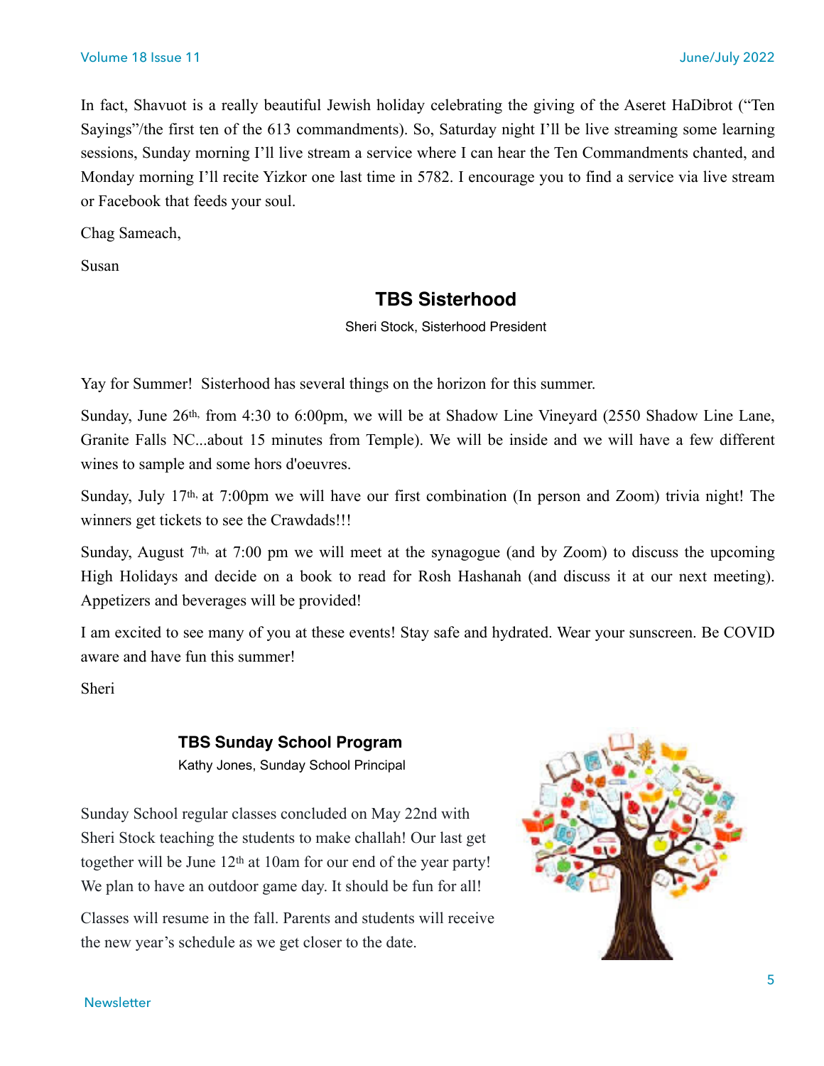In fact, Shavuot is a really beautiful Jewish holiday celebrating the giving of the Aseret HaDibrot ("Ten Sayings"/the first ten of the 613 commandments). So, Saturday night I'll be live streaming some learning sessions, Sunday morning I'll live stream a service where I can hear the Ten Commandments chanted, and Monday morning I'll recite Yizkor one last time in 5782. I encourage you to find a service via live stream or Facebook that feeds your soul.

Chag Sameach,

Susan

## TBS Sisterhood

Sheri Stock, Sisterhood President

Yay for Summer! Sisterhood has several things on the horizon for this summer.

Sunday, June 26th, from 4:30 to 6:00pm, we will be at Shadow Line Vineyard (2550 Shadow Line Lane, Granite Falls NC...about 15 minutes from Temple). We will be inside and we will have a few different wines to sample and some hors d'oeuvres.

Sunday, July 17th, at 7:00pm we will have our first combination (In person and Zoom) trivia night! The winners get tickets to see the Crawdads!!!

Sunday, August 7th, at 7:00 pm we will meet at the synagogue (and by Zoom) to discuss the upcoming High Holidays and decide on a book to read for Rosh Hashanah (and discuss it at our next meeting). Appetizers and beverages will be provided!

I am excited to see many of you at these events! Stay safe and hydrated. Wear your sunscreen. Be COVID aware and have fun this summer!

Sheri

## TBS Sunday School Program

Kathy Jones, Sunday School Principal

Sunday School regular classes concluded on May 22nd with Sheri Stock teaching the students to make challah! Our last get together will be June 12th at 10am for our end of the year party! We plan to have an outdoor game day. It should be fun for all!

Classes will resume in the fall. Parents and students will receive the new year's schedule as we get closer to the date.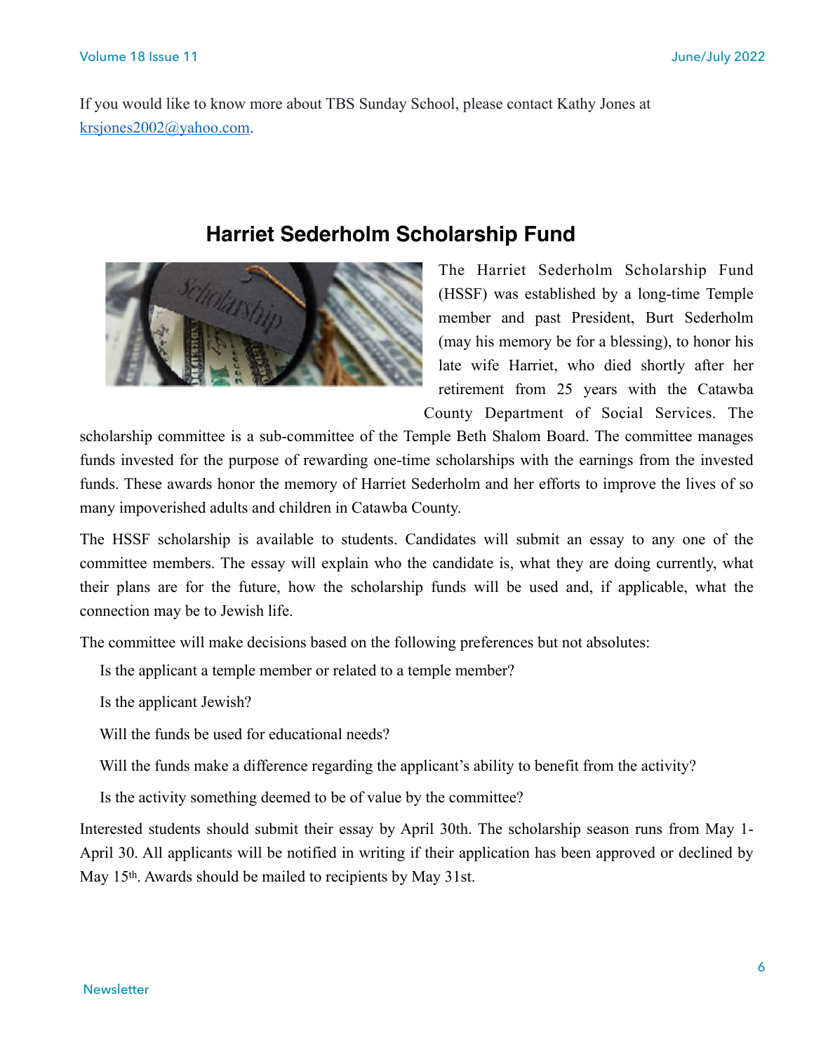If you would like to know more about TBS Sunday School, please contact Kathy Jones at [krsjones2002@yahoo.com](mailto:krsjones2002@yahoo.com).

## Harriet Sederholm Scholarship Fund

The Harriet Sederholm Scholarship Fund (HSSF) was established by a long-time Temple member and past President, Burt Sederholm (may his memory be for a blessing), to honor his late wife Harriet, who died shortly after her retirement from 25 years with the Catawba County Department of Social Services. The scholarship committee is a sub-committee of the Temple Beth Shalom Board. The committee manages funds invested for the purpose of rewarding one-time scholarships with the earnings from the invested funds. These awards honor the memory of Harriet Sederholm and her efforts to improve the lives of so many impoverished adults and children in Catawba County.

The HSSF scholarship is available to students. Candidates will submit an essay to any one of the committee members. The essay will explain who the candidate is, what they are doing currently, what their plans are for the future, how the scholarship funds will be used and, if applicable, what the connection may be to Jewish life.

The committee will make decisions based on the following preferences but not absolutes:

Is the applicant a temple member or related to a temple member?

Is the applicant Jewish?

Will the funds be used for educational needs?

Will the funds make a difference regarding the applicant's ability to benefit from the activity?

Is the activity something deemed to be of value by the committee?

Interested students should submit their essay by April 30th. The scholarship season runs from May 1-April 30. All applicants will be notified in writing if their application has been approved or declined by May 15th. Awards should be mailed to recipients by May 31st.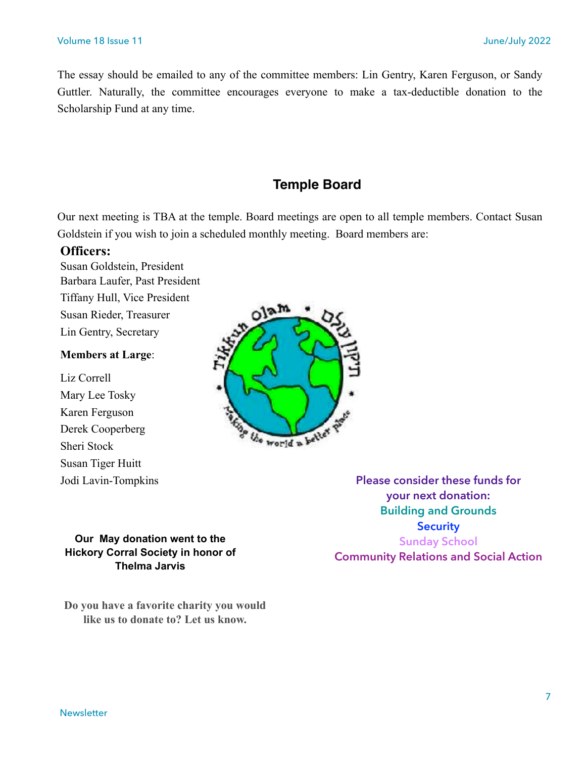The essay should be emailed to any of the committee members: Lin Gentry, Karen Ferguson, or Sandy Guttler. Naturally, the committee encourages everyone to make a tax-deductible donation to the Scholarship Fund at any time.

## Temple Board

Our next meeting is TBA at the temple. Board meetings are open to all temple members. Contact Susan Goldstein if you wish to join a scheduled monthly meeting. Board members are:

**Officers:**

Susan Goldstein, President
Barbara Laufer, Past President
Tiffany Hull, Vice President
Susan Rieder, Treasurer
Lin Gentry, Secretary

**Members at Large**:

Liz Correll
Mary Lee Tosky
Karen Ferguson
Derek Cooperberg
Sheri Stock
Susan Tiger Huitt
Jodi Lavin-Tompkins

**Our May donation went to the Hickory Corral Society in honor of Thelma Jarvis**

**Do you have a favorite charity you would like us to donate to? Let us know.**

**Please consider these funds for your next donation:**

**Building and Grounds**
**Security**
**Sunday School**
**Community Relations and Social Action**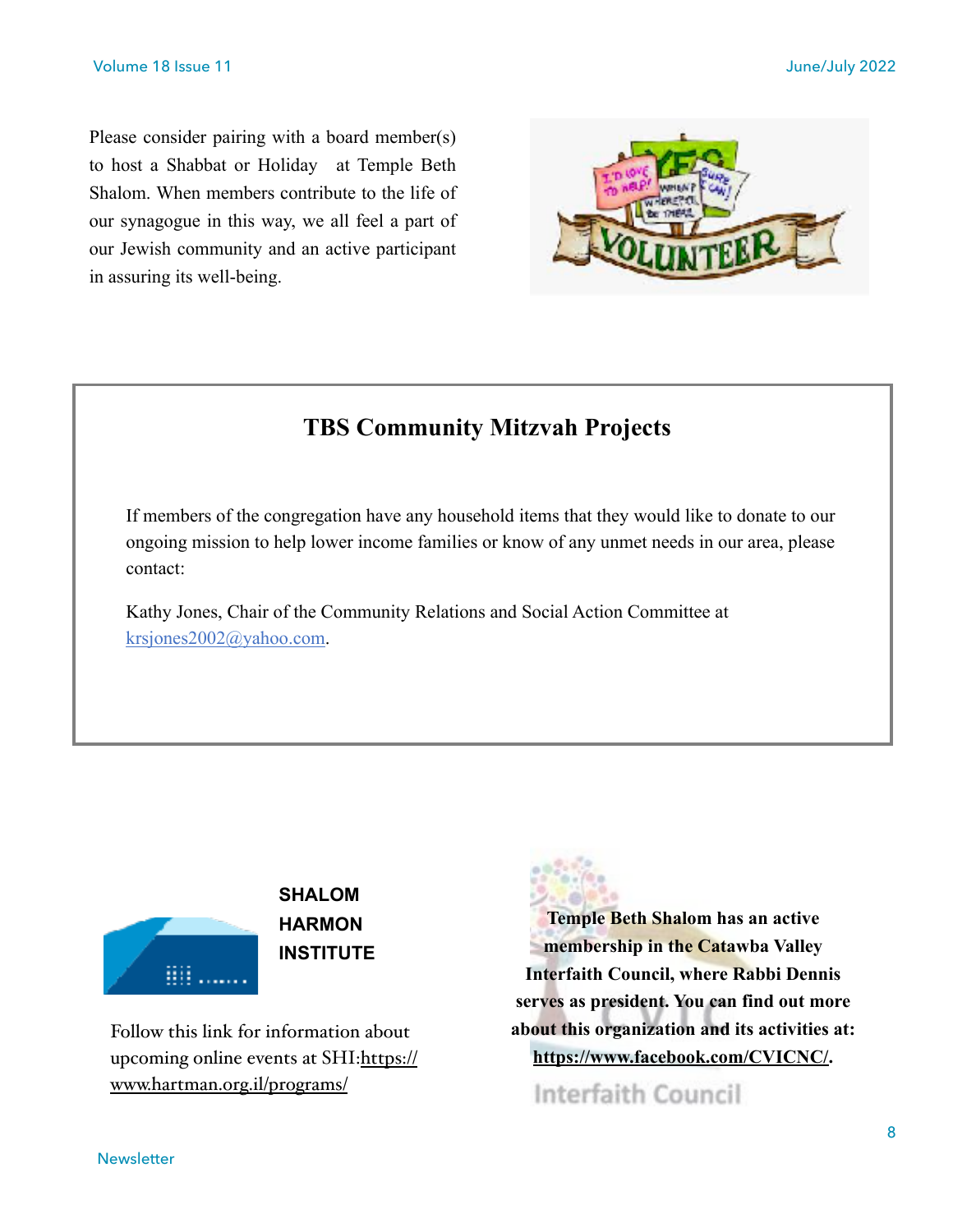Please consider pairing with a board member(s) to host a Shabbat or Holiday at Temple Beth Shalom. When members contribute to the life of our synagogue in this way, we all feel a part of our Jewish community and an active participant in assuring its well-being.

## TBS Community Mitzvah Projects

If members of the congregation have any household items that they would like to donate to our ongoing mission to help lower income families or know of any unmet needs in our area, please contact:

Kathy Jones, Chair of the Community Relations and Social Action Committee at krsjones2002@yahoo.com.

**SHALOM HARMON INSTITUTE**

Follow this link for information about upcoming online events at SHI: https://www.hartman.org.il/programs/

**Temple Beth Shalom has an active membership in the Catawba Valley Interfaith Council, where Rabbi Dennis serves as president. You can find out more about this organization and its activities at: https://www.facebook.com/CVICNC/.**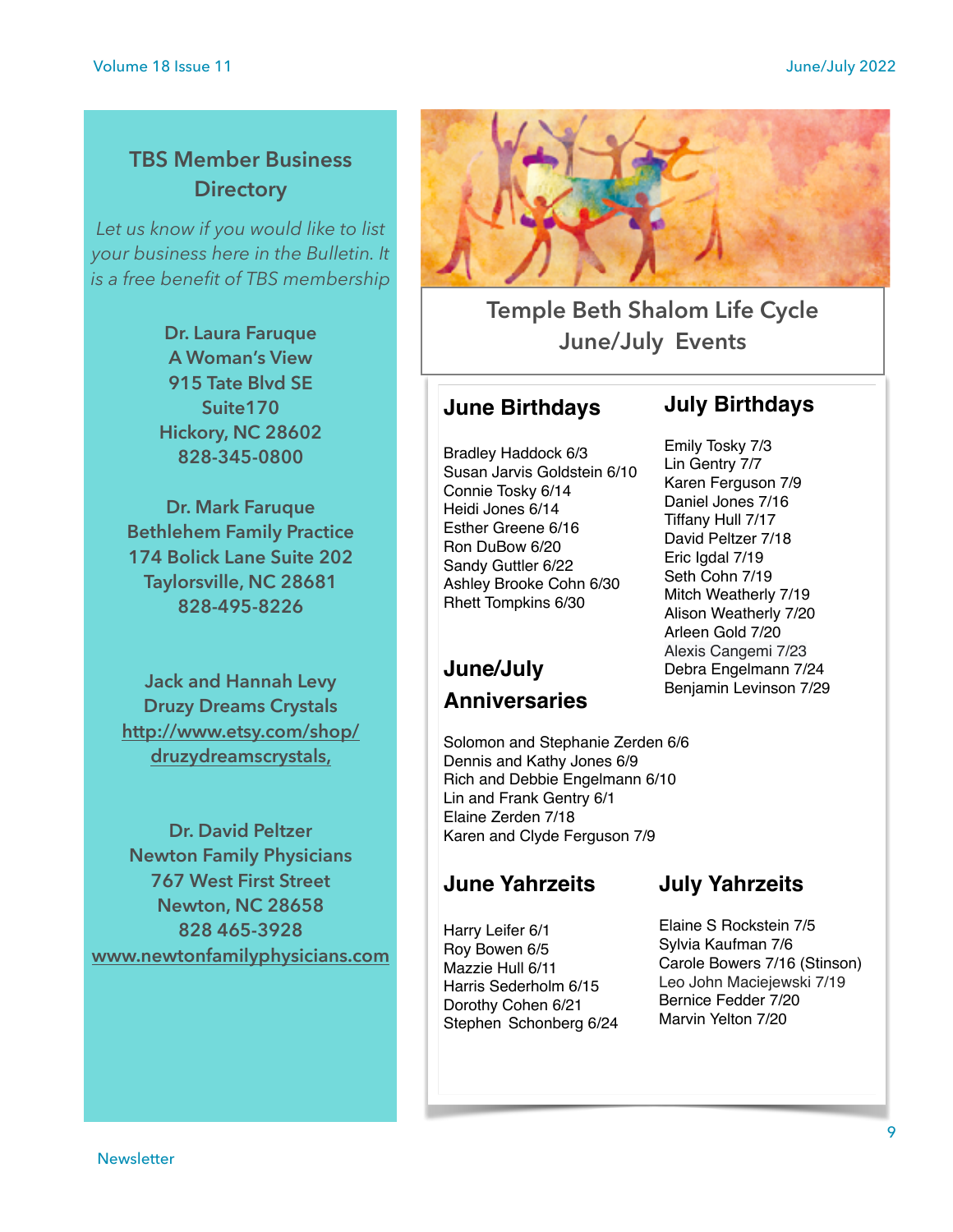## TBS Member Business Directory

*Let us know if you would like to list your business here in the Bulletin. It is a free benefit of TBS membership*

**Dr. Laura Faruque**
**A Woman's View**
**915 Tate Blvd SE**
**Suite170**
**Hickory, NC 28602**
**828-345-0800**

**Dr. Mark Faruque**
**Bethlehem Family Practice**
**174 Bolick Lane Suite 202**
**Taylorsville, NC 28681**
**828-495-8226**

**Jack and Hannah Levy**
**Druzy Dreams Crystals**
**http://www.etsy.com/shop/druzydreamscrystals,**

**Dr. David Peltzer**
**Newton Family Physicians**
**767 West First Street**
**Newton, NC 28658**
**828 465-3928**
**www.newtonfamilyphysicians.com**

## Temple Beth Shalom Life Cycle June/July Events

### June Birthdays

Bradley Haddock 6/3
Susan Jarvis Goldstein 6/10
Connie Tosky 6/14
Heidi Jones 6/14
Esther Greene 6/16
Ron DuBow 6/20
Sandy Guttler 6/22
Ashley Brooke Cohn 6/30
Rhett Tompkins 6/30

### July Birthdays

Emily Tosky 7/3
Lin Gentry 7/7
Karen Ferguson 7/9
Daniel Jones 7/16
Tiffany Hull 7/17
David Peltzer 7/18
Eric Igdal 7/19
Seth Cohn 7/19
Mitch Weatherly 7/19
Alison Weatherly 7/20
Arleen Gold 7/20
Alexis Cangemi 7/23
Debra Engelmann 7/24
Benjamin Levinson 7/29

### June/July Anniversaries

Solomon and Stephanie Zerden 6/6
Dennis and Kathy Jones 6/9
Rich and Debbie Engelmann 6/10
Lin and Frank Gentry 6/1
Elaine Zerden 7/18
Karen and Clyde Ferguson 7/9

### June Yahrzeits

Harry Leifer 6/1
Roy Bowen 6/5
Mazzie Hull 6/11
Harris Sederholm 6/15
Dorothy Cohen 6/21
Stephen Schonberg 6/24

### July Yahrzeits

Elaine S Rockstein 7/5
Sylvia Kaufman 7/6
Carole Bowers 7/16 (Stinson)
Leo John Maciejewski 7/19
Bernice Fedder 7/20
Marvin Yelton 7/20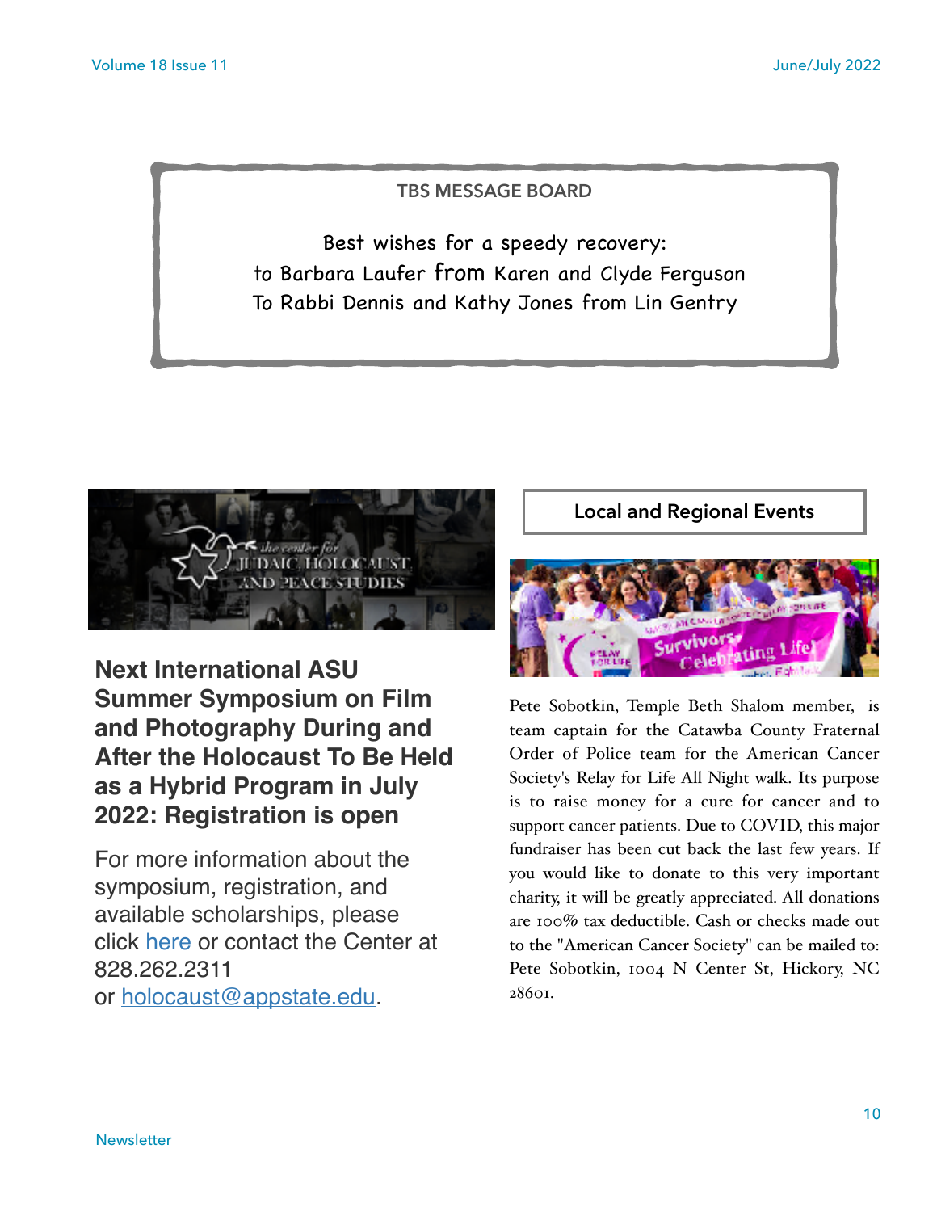## TBS MESSAGE BOARD

Best wishes for a speedy recovery:
to Barbara Laufer from Karen and Clyde Ferguson
To Rabbi Dennis and Kathy Jones from Lin Gentry

## Next International ASU Summer Symposium on Film and Photography During and After the Holocaust To Be Held as a Hybrid Program in July 2022: Registration is open

For more information about the symposium, registration, and available scholarships, please click here or contact the Center at 828.262.2311
or holocaust@appstate.edu.

## Local and Regional Events

Pete Sobotkin, Temple Beth Shalom member, is team captain for the Catawba County Fraternal Order of Police team for the American Cancer Society's Relay for Life All Night walk. Its purpose is to raise money for a cure for cancer and to support cancer patients. Due to COVID, this major fundraiser has been cut back the last few years. If you would like to donate to this very important charity, it will be greatly appreciated. All donations are 100% tax deductible. Cash or checks made out to the "American Cancer Society" can be mailed to: Pete Sobotkin, 1004 N Center St, Hickory, NC 28601.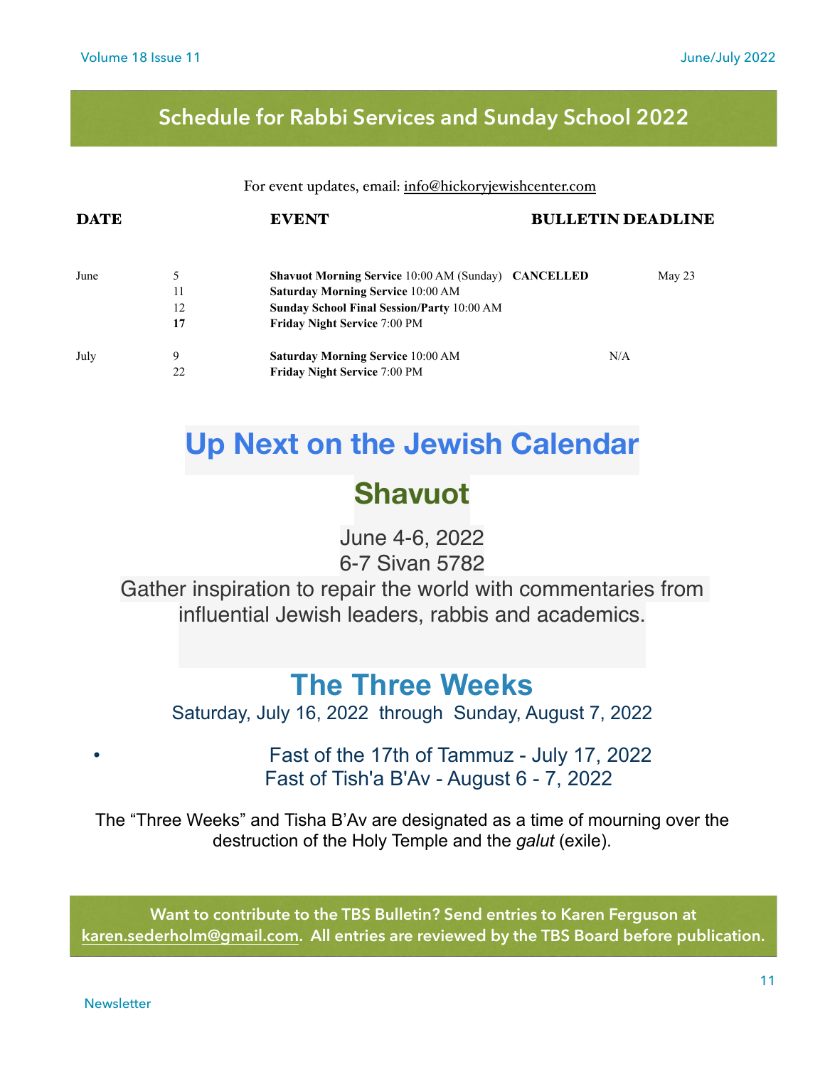## Schedule for Rabbi Services and Sunday School 2022

For event updates, email: info@hickoryjewishcenter.com

| DATE | | EVENT | BULLETIN DEADLINE |
|---|---|---|---|
| June | 5 | **Shavuot Morning Service** 10:00 AM (Sunday) **CANCELLED** | May 23 |
| | 11 | **Saturday Morning Service** 10:00 AM | |
| | 12 | **Sunday School Final Session/Party** 10:00 AM | |
| | **17** | **Friday Night Service** 7:00 PM | |
| July | 9 | **Saturday Morning Service** 10:00 AM | N/A |
| | 22 | **Friday Night Service** 7:00 PM | |

# Up Next on the Jewish Calendar

## Shavuot

June 4-6, 2022
6-7 Sivan 5782

Gather inspiration to repair the world with commentaries from influential Jewish leaders, rabbis and academics.

## The Three Weeks

Saturday, July 16, 2022 through Sunday, August 7, 2022

- Fast of the 17th of Tammuz - July 17, 2022
  Fast of Tish'a B'Av - August 6 - 7, 2022

The "Three Weeks" and Tisha B'Av are designated as a time of mourning over the destruction of the Holy Temple and the *galut* (exile).

**Want to contribute to the TBS Bulletin? Send entries to Karen Ferguson at karen.sederholm@gmail.com. All entries are reviewed by the TBS Board before publication.**